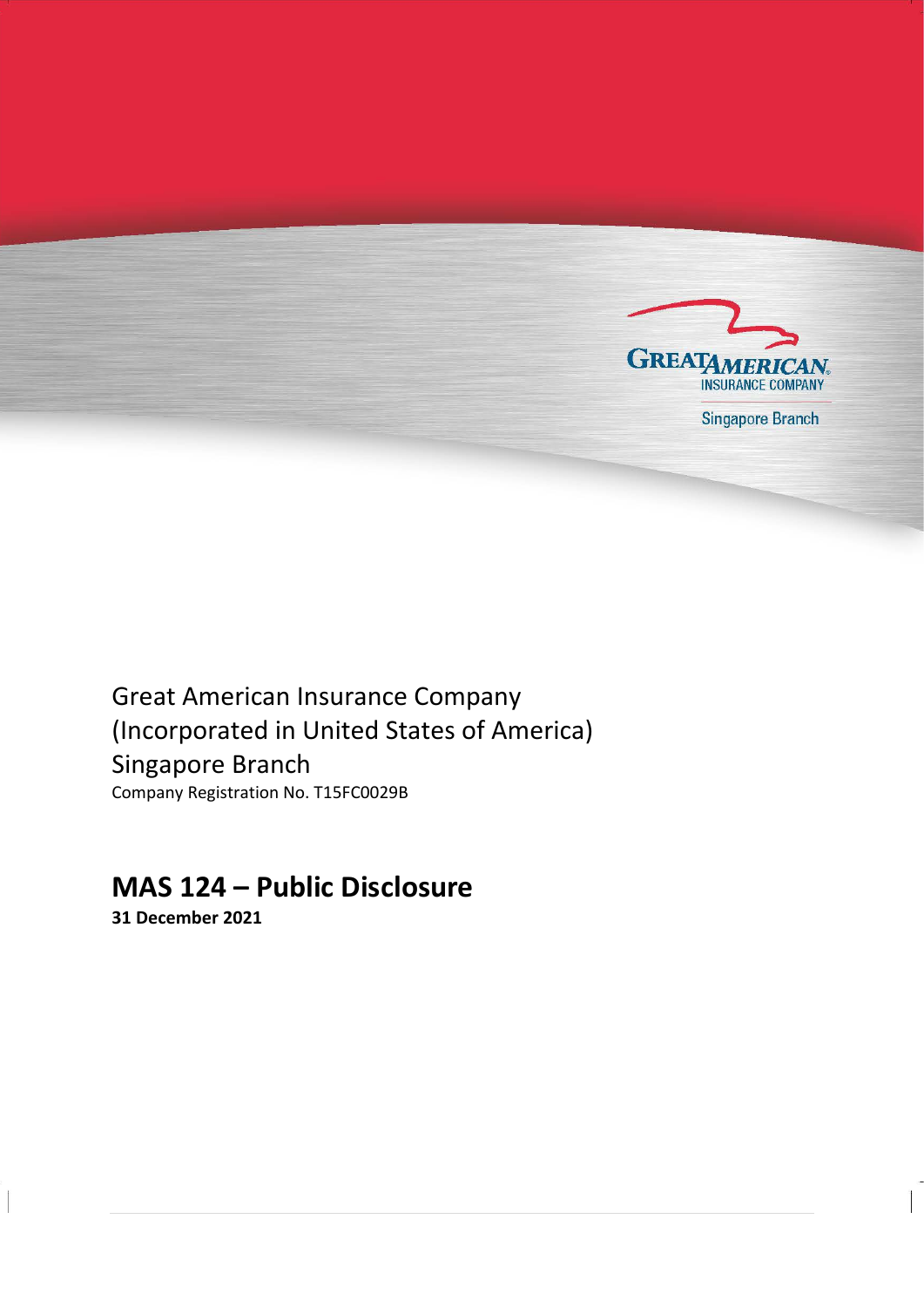GREAT AMERICAN INSURANCE COMPANY

Singapore Branch

Great American Insurance Company
(Incorporated in United States of America)
Singapore Branch

Company Registration No. T15FC0029B

# MAS 124 – Public Disclosure

**31 December 2021**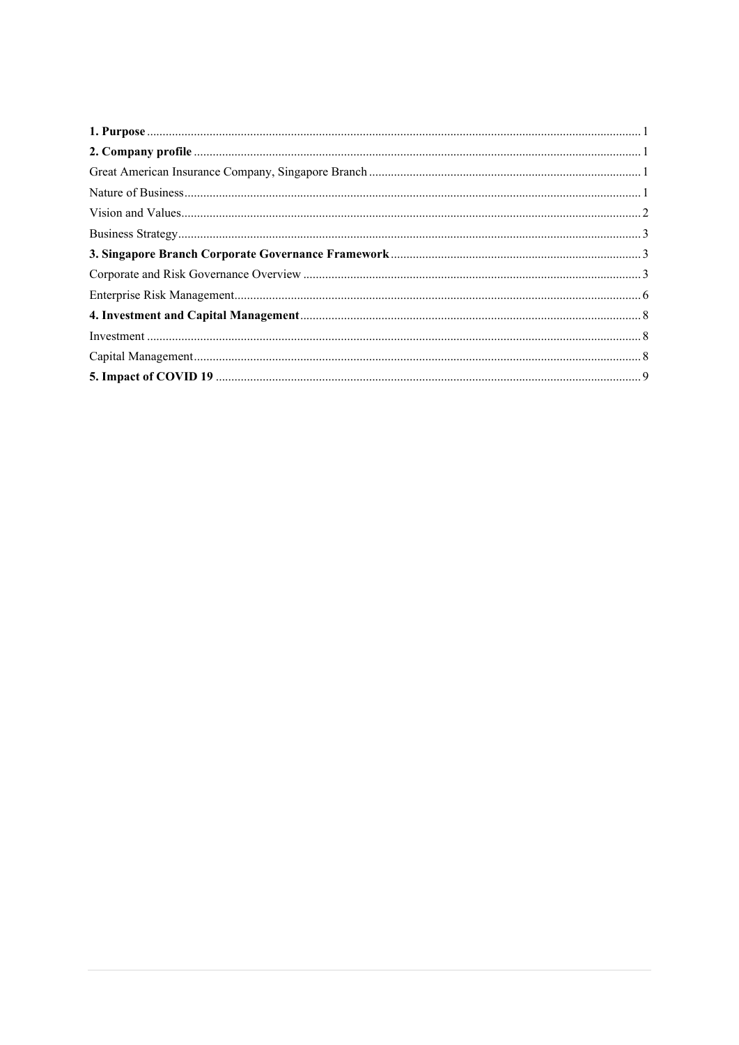**1. Purpose** ........................................................................................................................................ 1

**2. Company profile** ........................................................................................................................... 1

Great American Insurance Company, Singapore Branch ...................................................................... 1

Nature of Business ................................................................................................................................ 1

Vision and Values ................................................................................................................................. 2

Business Strategy .................................................................................................................................. 3

**3. Singapore Branch Corporate Governance Framework** ............................................................... 3

Corporate and Risk Governance Overview ........................................................................................... 3

Enterprise Risk Management ................................................................................................................ 6

**4. Investment and Capital Management** ......................................................................................... 8

Investment ............................................................................................................................................ 8

Capital Management ............................................................................................................................. 8

**5. Impact of COVID 19** ...................................................................................................................... 9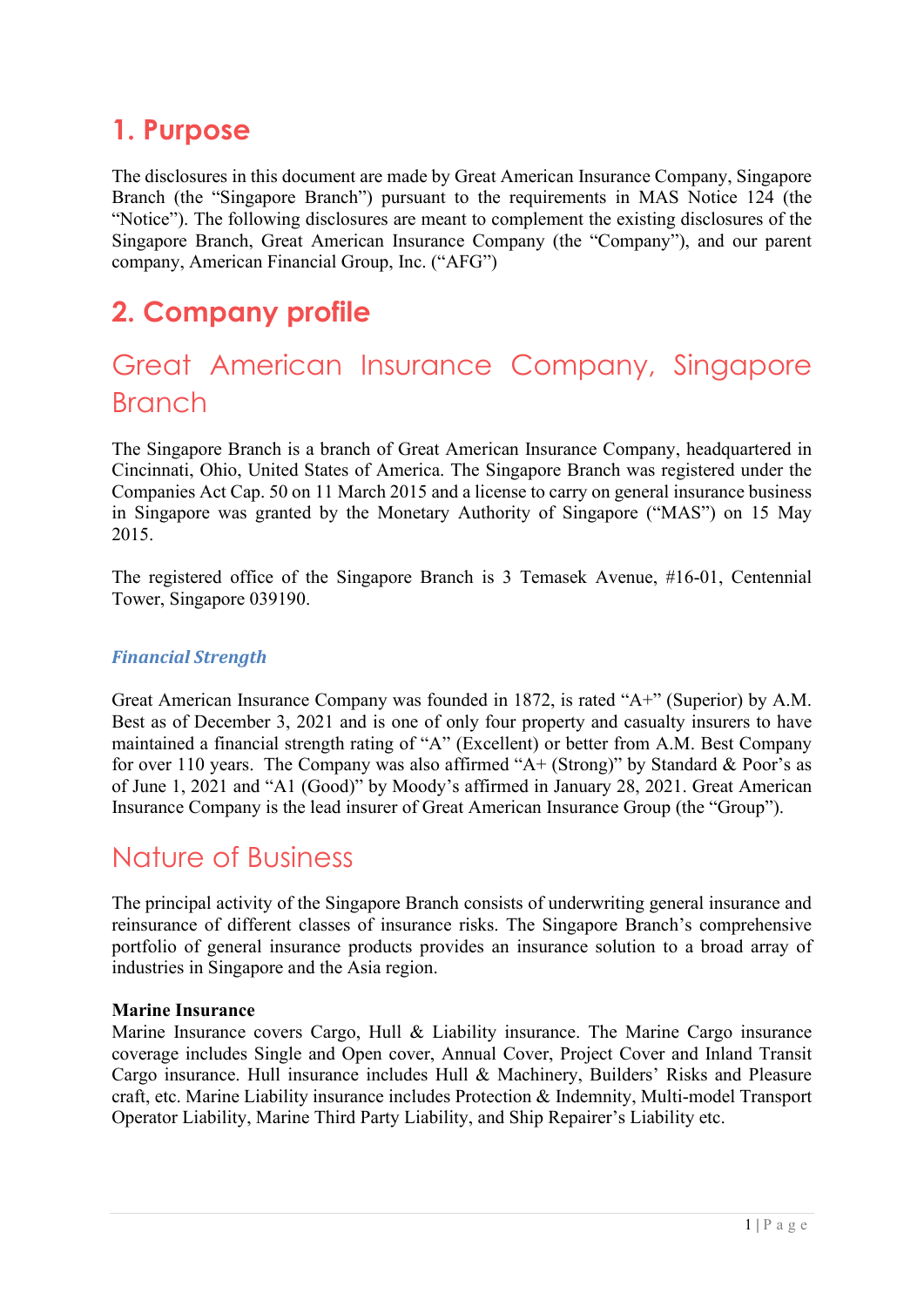# 1. Purpose

The disclosures in this document are made by Great American Insurance Company, Singapore Branch (the "Singapore Branch") pursuant to the requirements in MAS Notice 124 (the "Notice"). The following disclosures are meant to complement the existing disclosures of the Singapore Branch, Great American Insurance Company (the "Company"), and our parent company, American Financial Group, Inc. ("AFG")

# 2. Company profile

## Great American Insurance Company, Singapore Branch

The Singapore Branch is a branch of Great American Insurance Company, headquartered in Cincinnati, Ohio, United States of America. The Singapore Branch was registered under the Companies Act Cap. 50 on 11 March 2015 and a license to carry on general insurance business in Singapore was granted by the Monetary Authority of Singapore ("MAS") on 15 May 2015.

The registered office of the Singapore Branch is 3 Temasek Avenue, #16-01, Centennial Tower, Singapore 039190.

### *Financial Strength*

Great American Insurance Company was founded in 1872, is rated "A+" (Superior) by A.M. Best as of December 3, 2021 and is one of only four property and casualty insurers to have maintained a financial strength rating of "A" (Excellent) or better from A.M. Best Company for over 110 years. The Company was also affirmed "A+ (Strong)" by Standard & Poor's as of June 1, 2021 and "A1 (Good)" by Moody's affirmed in January 28, 2021. Great American Insurance Company is the lead insurer of Great American Insurance Group (the "Group").

## Nature of Business

The principal activity of the Singapore Branch consists of underwriting general insurance and reinsurance of different classes of insurance risks. The Singapore Branch's comprehensive portfolio of general insurance products provides an insurance solution to a broad array of industries in Singapore and the Asia region.

**Marine Insurance**
Marine Insurance covers Cargo, Hull & Liability insurance. The Marine Cargo insurance coverage includes Single and Open cover, Annual Cover, Project Cover and Inland Transit Cargo insurance. Hull insurance includes Hull & Machinery, Builders' Risks and Pleasure craft, etc. Marine Liability insurance includes Protection & Indemnity, Multi-model Transport Operator Liability, Marine Third Party Liability, and Ship Repairer's Liability etc.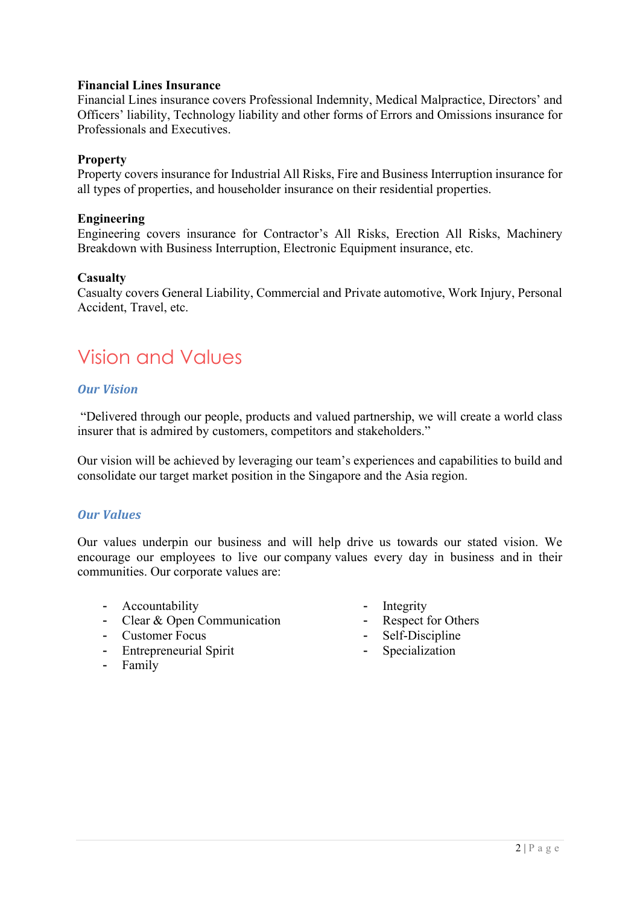**Financial Lines Insurance**
Financial Lines insurance covers Professional Indemnity, Medical Malpractice, Directors' and Officers' liability, Technology liability and other forms of Errors and Omissions insurance for Professionals and Executives.

**Property**
Property covers insurance for Industrial All Risks, Fire and Business Interruption insurance for all types of properties, and householder insurance on their residential properties.

**Engineering**
Engineering covers insurance for Contractor's All Risks, Erection All Risks, Machinery Breakdown with Business Interruption, Electronic Equipment insurance, etc.

**Casualty**
Casualty covers General Liability, Commercial and Private automotive, Work Injury, Personal Accident, Travel, etc.

## Vision and Values

### *Our Vision*

"Delivered through our people, products and valued partnership, we will create a world class insurer that is admired by customers, competitors and stakeholders."

Our vision will be achieved by leveraging our team's experiences and capabilities to build and consolidate our target market position in the Singapore and the Asia region.

### *Our Values*

Our values underpin our business and will help drive us towards our stated vision. We encourage our employees to live our company values every day in business and in their communities. Our corporate values are:

- Accountability
- Clear & Open Communication
- Customer Focus
- Entrepreneurial Spirit
- Family
- Integrity
- Respect for Others
- Self-Discipline
- Specialization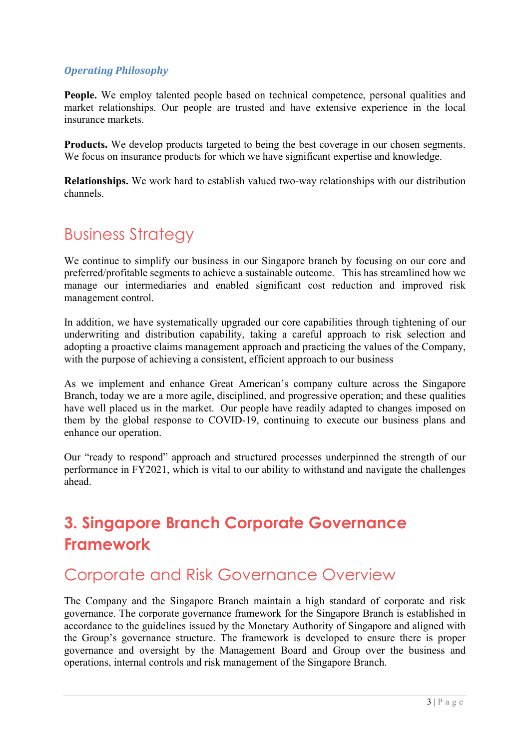### *Operating Philosophy*

**People.** We employ talented people based on technical competence, personal qualities and market relationships. Our people are trusted and have extensive experience in the local insurance markets.

**Products.** We develop products targeted to being the best coverage in our chosen segments. We focus on insurance products for which we have significant expertise and knowledge.

**Relationships.** We work hard to establish valued two-way relationships with our distribution channels.

## Business Strategy

We continue to simplify our business in our Singapore branch by focusing on our core and preferred/profitable segments to achieve a sustainable outcome. This has streamlined how we manage our intermediaries and enabled significant cost reduction and improved risk management control.

In addition, we have systematically upgraded our core capabilities through tightening of our underwriting and distribution capability, taking a careful approach to risk selection and adopting a proactive claims management approach and practicing the values of the Company, with the purpose of achieving a consistent, efficient approach to our business

As we implement and enhance Great American's company culture across the Singapore Branch, today we are a more agile, disciplined, and progressive operation; and these qualities have well placed us in the market. Our people have readily adapted to changes imposed on them by the global response to COVID-19, continuing to execute our business plans and enhance our operation.

Our "ready to respond" approach and structured processes underpinned the strength of our performance in FY2021, which is vital to our ability to withstand and navigate the challenges ahead.

# 3. Singapore Branch Corporate Governance Framework

## Corporate and Risk Governance Overview

The Company and the Singapore Branch maintain a high standard of corporate and risk governance. The corporate governance framework for the Singapore Branch is established in accordance to the guidelines issued by the Monetary Authority of Singapore and aligned with the Group's governance structure. The framework is developed to ensure there is proper governance and oversight by the Management Board and Group over the business and operations, internal controls and risk management of the Singapore Branch.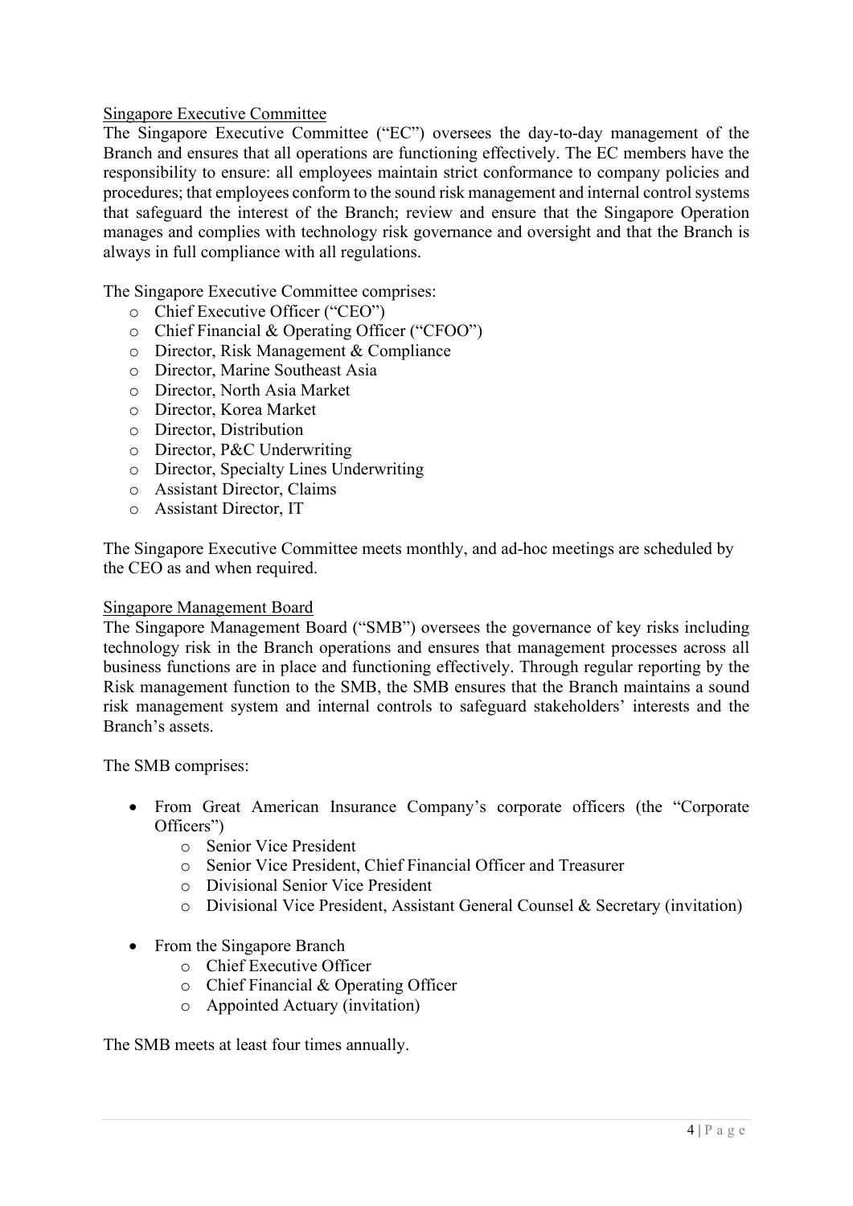## Singapore Executive Committee

The Singapore Executive Committee ("EC") oversees the day-to-day management of the Branch and ensures that all operations are functioning effectively. The EC members have the responsibility to ensure: all employees maintain strict conformance to company policies and procedures; that employees conform to the sound risk management and internal control systems that safeguard the interest of the Branch; review and ensure that the Singapore Operation manages and complies with technology risk governance and oversight and that the Branch is always in full compliance with all regulations.

The Singapore Executive Committee comprises:

- Chief Executive Officer ("CEO")
- Chief Financial & Operating Officer ("CFOO")
- Director, Risk Management & Compliance
- Director, Marine Southeast Asia
- Director, North Asia Market
- Director, Korea Market
- Director, Distribution
- Director, P&C Underwriting
- Director, Specialty Lines Underwriting
- Assistant Director, Claims
- Assistant Director, IT

The Singapore Executive Committee meets monthly, and ad-hoc meetings are scheduled by the CEO as and when required.

## Singapore Management Board

The Singapore Management Board ("SMB") oversees the governance of key risks including technology risk in the Branch operations and ensures that management processes across all business functions are in place and functioning effectively. Through regular reporting by the Risk management function to the SMB, the SMB ensures that the Branch maintains a sound risk management system and internal controls to safeguard stakeholders' interests and the Branch's assets.

The SMB comprises:

- From Great American Insurance Company's corporate officers (the "Corporate Officers")
  - Senior Vice President
  - Senior Vice President, Chief Financial Officer and Treasurer
  - Divisional Senior Vice President
  - Divisional Vice President, Assistant General Counsel & Secretary (invitation)
- From the Singapore Branch
  - Chief Executive Officer
  - Chief Financial & Operating Officer
  - Appointed Actuary (invitation)

The SMB meets at least four times annually.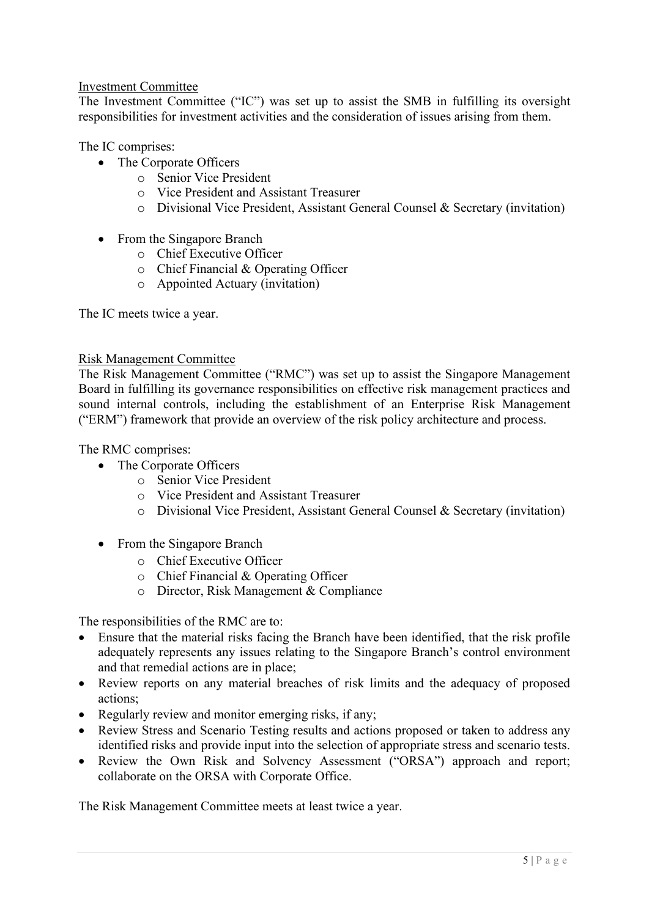## Investment Committee

The Investment Committee ("IC") was set up to assist the SMB in fulfilling its oversight responsibilities for investment activities and the consideration of issues arising from them.

The IC comprises:

- The Corporate Officers
  - Senior Vice President
  - Vice President and Assistant Treasurer
  - Divisional Vice President, Assistant General Counsel & Secretary (invitation)
- From the Singapore Branch
  - Chief Executive Officer
  - Chief Financial & Operating Officer
  - Appointed Actuary (invitation)

The IC meets twice a year.

## Risk Management Committee

The Risk Management Committee ("RMC") was set up to assist the Singapore Management Board in fulfilling its governance responsibilities on effective risk management practices and sound internal controls, including the establishment of an Enterprise Risk Management ("ERM") framework that provide an overview of the risk policy architecture and process.

The RMC comprises:

- The Corporate Officers
  - Senior Vice President
  - Vice President and Assistant Treasurer
  - Divisional Vice President, Assistant General Counsel & Secretary (invitation)
- From the Singapore Branch
  - Chief Executive Officer
  - Chief Financial & Operating Officer
  - Director, Risk Management & Compliance

The responsibilities of the RMC are to:

- Ensure that the material risks facing the Branch have been identified, that the risk profile adequately represents any issues relating to the Singapore Branch's control environment and that remedial actions are in place;
- Review reports on any material breaches of risk limits and the adequacy of proposed actions;
- Regularly review and monitor emerging risks, if any;
- Review Stress and Scenario Testing results and actions proposed or taken to address any identified risks and provide input into the selection of appropriate stress and scenario tests.
- Review the Own Risk and Solvency Assessment ("ORSA") approach and report; collaborate on the ORSA with Corporate Office.

The Risk Management Committee meets at least twice a year.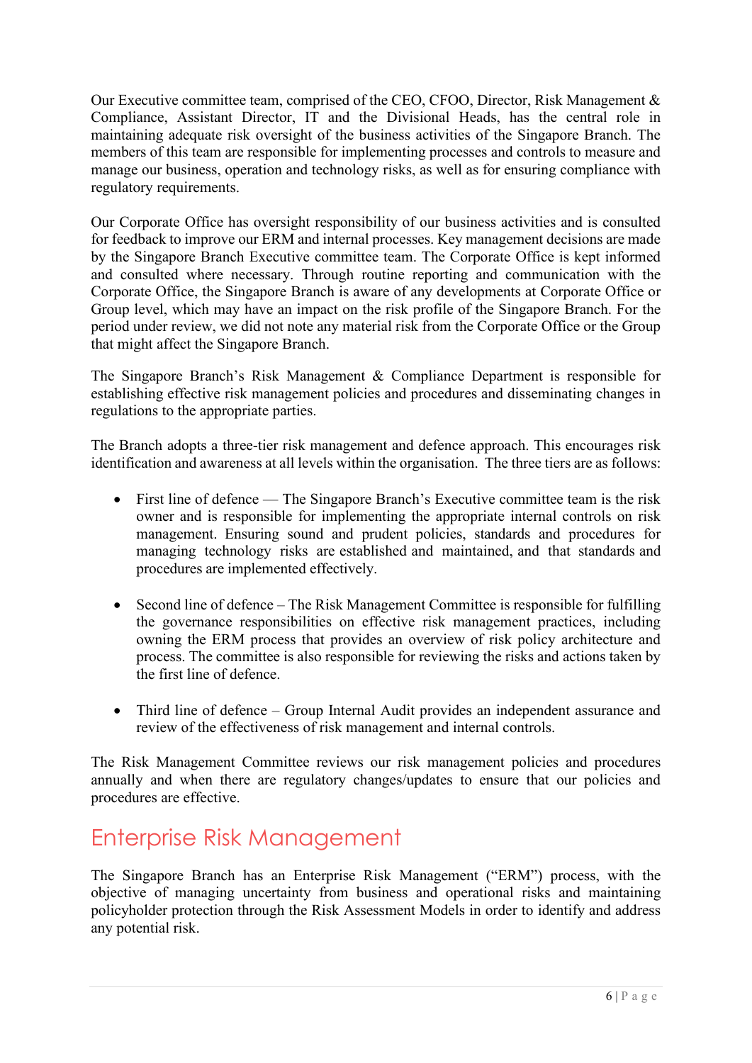Our Executive committee team, comprised of the CEO, CFOO, Director, Risk Management & Compliance, Assistant Director, IT and the Divisional Heads, has the central role in maintaining adequate risk oversight of the business activities of the Singapore Branch. The members of this team are responsible for implementing processes and controls to measure and manage our business, operation and technology risks, as well as for ensuring compliance with regulatory requirements.

Our Corporate Office has oversight responsibility of our business activities and is consulted for feedback to improve our ERM and internal processes. Key management decisions are made by the Singapore Branch Executive committee team. The Corporate Office is kept informed and consulted where necessary. Through routine reporting and communication with the Corporate Office, the Singapore Branch is aware of any developments at Corporate Office or Group level, which may have an impact on the risk profile of the Singapore Branch. For the period under review, we did not note any material risk from the Corporate Office or the Group that might affect the Singapore Branch.

The Singapore Branch's Risk Management & Compliance Department is responsible for establishing effective risk management policies and procedures and disseminating changes in regulations to the appropriate parties.

The Branch adopts a three-tier risk management and defence approach. This encourages risk identification and awareness at all levels within the organisation. The three tiers are as follows:

- First line of defence — The Singapore Branch's Executive committee team is the risk owner and is responsible for implementing the appropriate internal controls on risk management. Ensuring sound and prudent policies, standards and procedures for managing technology risks are established and maintained, and that standards and procedures are implemented effectively.

- Second line of defence – The Risk Management Committee is responsible for fulfilling the governance responsibilities on effective risk management practices, including owning the ERM process that provides an overview of risk policy architecture and process. The committee is also responsible for reviewing the risks and actions taken by the first line of defence.

- Third line of defence – Group Internal Audit provides an independent assurance and review of the effectiveness of risk management and internal controls.

The Risk Management Committee reviews our risk management policies and procedures annually and when there are regulatory changes/updates to ensure that our policies and procedures are effective.

## Enterprise Risk Management

The Singapore Branch has an Enterprise Risk Management ("ERM") process, with the objective of managing uncertainty from business and operational risks and maintaining policyholder protection through the Risk Assessment Models in order to identify and address any potential risk.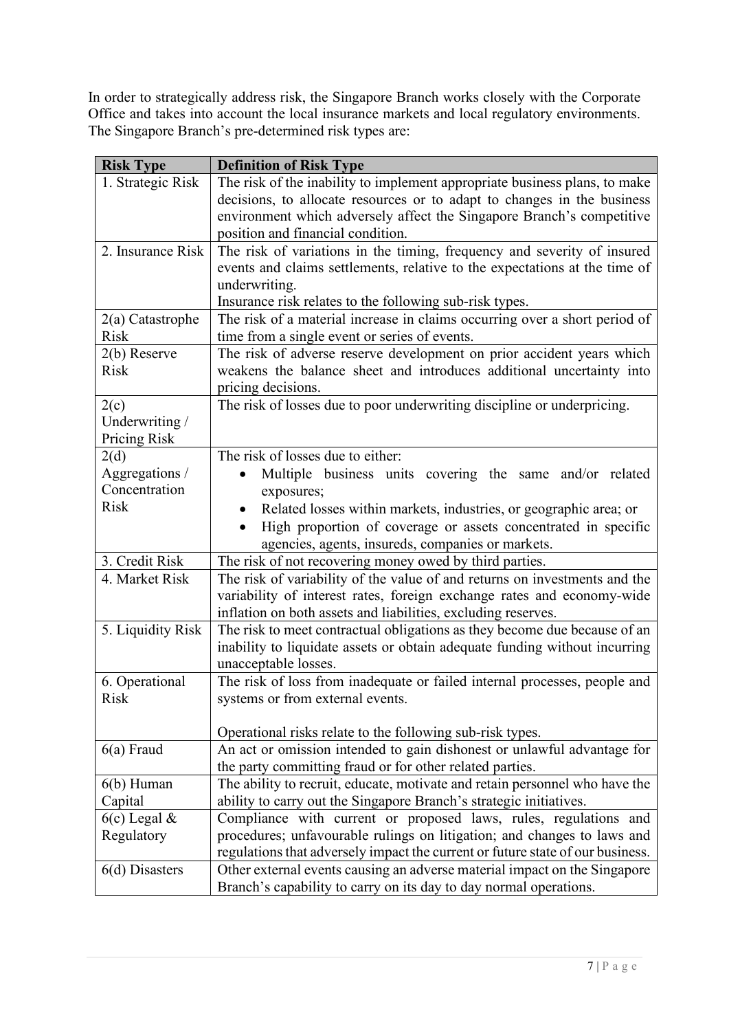In order to strategically address risk, the Singapore Branch works closely with the Corporate Office and takes into account the local insurance markets and local regulatory environments. The Singapore Branch's pre-determined risk types are:

| **Risk Type** | **Definition of Risk Type** |
|---|---|
| 1. Strategic Risk | The risk of the inability to implement appropriate business plans, to make decisions, to allocate resources or to adapt to changes in the business environment which adversely affect the Singapore Branch's competitive position and financial condition. |
| 2. Insurance Risk | The risk of variations in the timing, frequency and severity of insured events and claims settlements, relative to the expectations at the time of underwriting.<br>Insurance risk relates to the following sub-risk types. |
| 2(a) Catastrophe Risk | The risk of a material increase in claims occurring over a short period of time from a single event or series of events. |
| 2(b) Reserve Risk | The risk of adverse reserve development on prior accident years which weakens the balance sheet and introduces additional uncertainty into pricing decisions. |
| 2(c) Underwriting / Pricing Risk | The risk of losses due to poor underwriting discipline or underpricing. |
| 2(d) Aggregations / Concentration Risk | The risk of losses due to either:<br>• Multiple business units covering the same and/or related exposures;<br>• Related losses within markets, industries, or geographic area; or<br>• High proportion of coverage or assets concentrated in specific agencies, agents, insureds, companies or markets. |
| 3. Credit Risk | The risk of not recovering money owed by third parties. |
| 4. Market Risk | The risk of variability of the value of and returns on investments and the variability of interest rates, foreign exchange rates and economy-wide inflation on both assets and liabilities, excluding reserves. |
| 5. Liquidity Risk | The risk to meet contractual obligations as they become due because of an inability to liquidate assets or obtain adequate funding without incurring unacceptable losses. |
| 6. Operational Risk | The risk of loss from inadequate or failed internal processes, people and systems or from external events.<br><br>Operational risks relate to the following sub-risk types. |
| 6(a) Fraud | An act or omission intended to gain dishonest or unlawful advantage for the party committing fraud or for other related parties. |
| 6(b) Human Capital | The ability to recruit, educate, motivate and retain personnel who have the ability to carry out the Singapore Branch's strategic initiatives. |
| 6(c) Legal & Regulatory | Compliance with current or proposed laws, rules, regulations and procedures; unfavourable rulings on litigation; and changes to laws and regulations that adversely impact the current or future state of our business. |
| 6(d) Disasters | Other external events causing an adverse material impact on the Singapore Branch's capability to carry on its day to day normal operations. |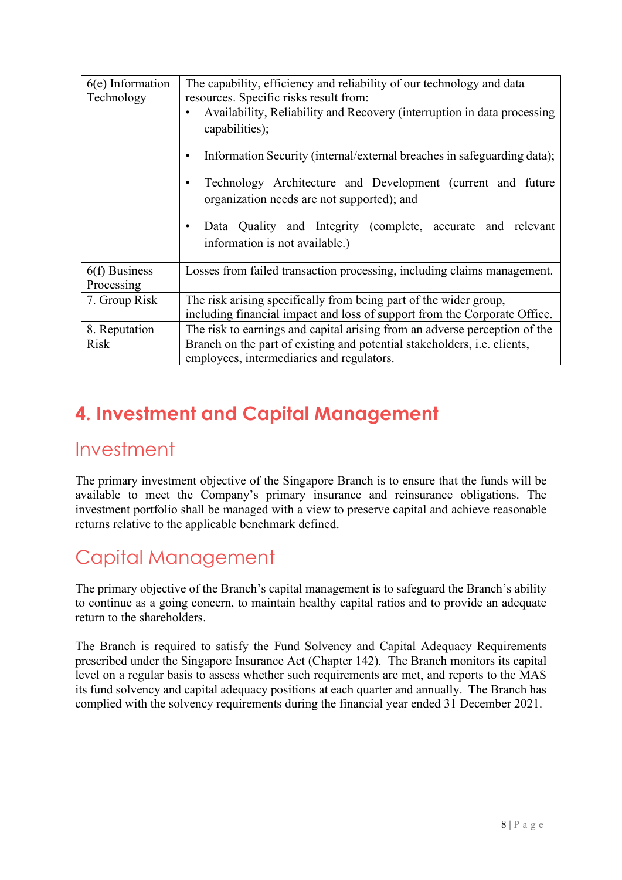| | |
|---|---|
| 6(e) Information Technology | The capability, efficiency and reliability of our technology and data resources. Specific risks result from:<br>• Availability, Reliability and Recovery (interruption in data processing capabilities);<br>• Information Security (internal/external breaches in safeguarding data);<br>• Technology Architecture and Development (current and future organization needs are not supported); and<br>• Data Quality and Integrity (complete, accurate and relevant information is not available.) |
| 6(f) Business Processing | Losses from failed transaction processing, including claims management. |
| 7. Group Risk | The risk arising specifically from being part of the wider group, including financial impact and loss of support from the Corporate Office. |
| 8. Reputation Risk | The risk to earnings and capital arising from an adverse perception of the Branch on the part of existing and potential stakeholders, i.e. clients, employees, intermediaries and regulators. |

# 4. Investment and Capital Management

## Investment

The primary investment objective of the Singapore Branch is to ensure that the funds will be available to meet the Company's primary insurance and reinsurance obligations. The investment portfolio shall be managed with a view to preserve capital and achieve reasonable returns relative to the applicable benchmark defined.

## Capital Management

The primary objective of the Branch's capital management is to safeguard the Branch's ability to continue as a going concern, to maintain healthy capital ratios and to provide an adequate return to the shareholders.

The Branch is required to satisfy the Fund Solvency and Capital Adequacy Requirements prescribed under the Singapore Insurance Act (Chapter 142). The Branch monitors its capital level on a regular basis to assess whether such requirements are met, and reports to the MAS its fund solvency and capital adequacy positions at each quarter and annually. The Branch has complied with the solvency requirements during the financial year ended 31 December 2021.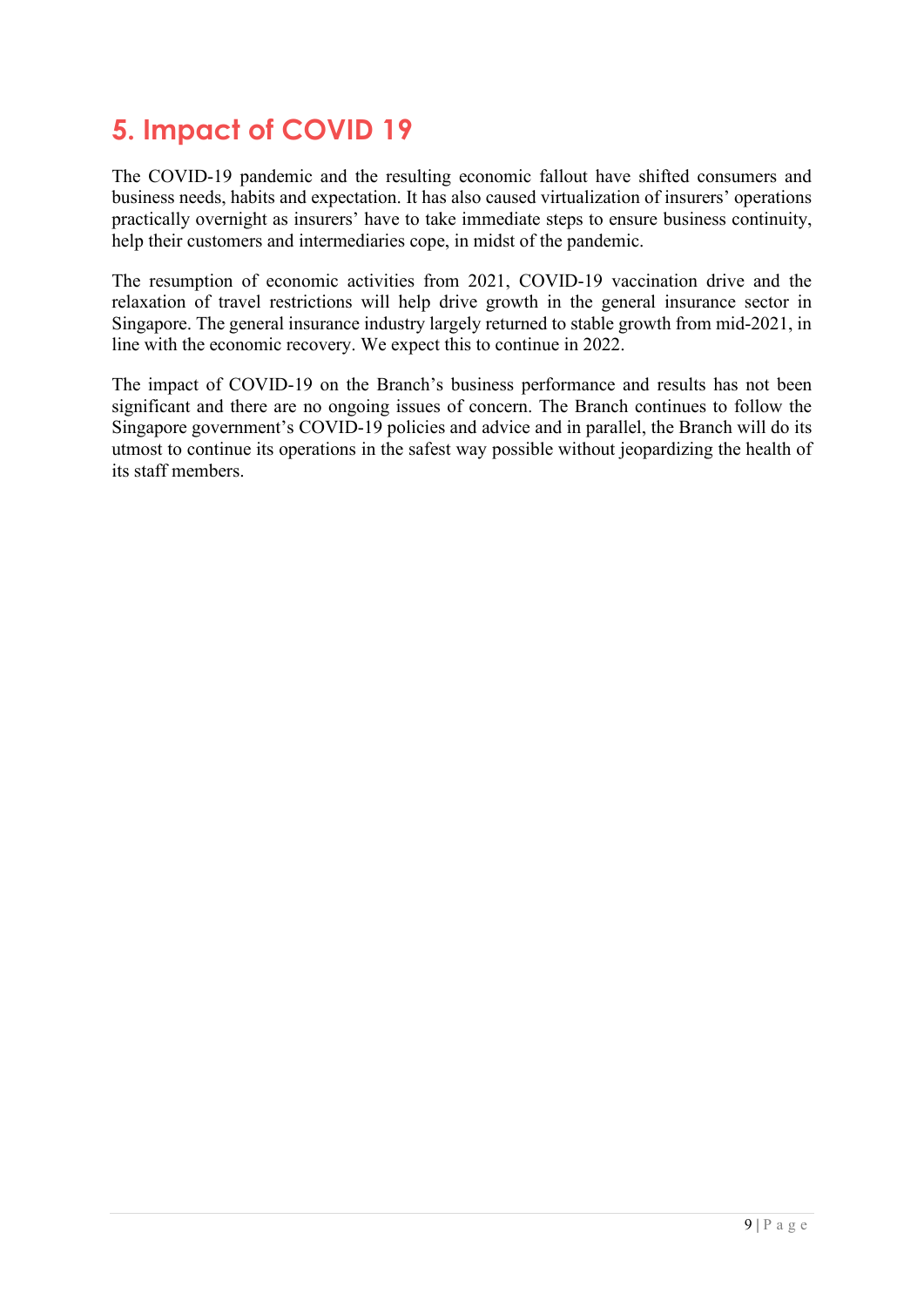# 5. Impact of COVID 19

The COVID-19 pandemic and the resulting economic fallout have shifted consumers and business needs, habits and expectation. It has also caused virtualization of insurers' operations practically overnight as insurers' have to take immediate steps to ensure business continuity, help their customers and intermediaries cope, in midst of the pandemic.

The resumption of economic activities from 2021, COVID-19 vaccination drive and the relaxation of travel restrictions will help drive growth in the general insurance sector in Singapore. The general insurance industry largely returned to stable growth from mid-2021, in line with the economic recovery. We expect this to continue in 2022.

The impact of COVID-19 on the Branch's business performance and results has not been significant and there are no ongoing issues of concern. The Branch continues to follow the Singapore government's COVID-19 policies and advice and in parallel, the Branch will do its utmost to continue its operations in the safest way possible without jeopardizing the health of its staff members.